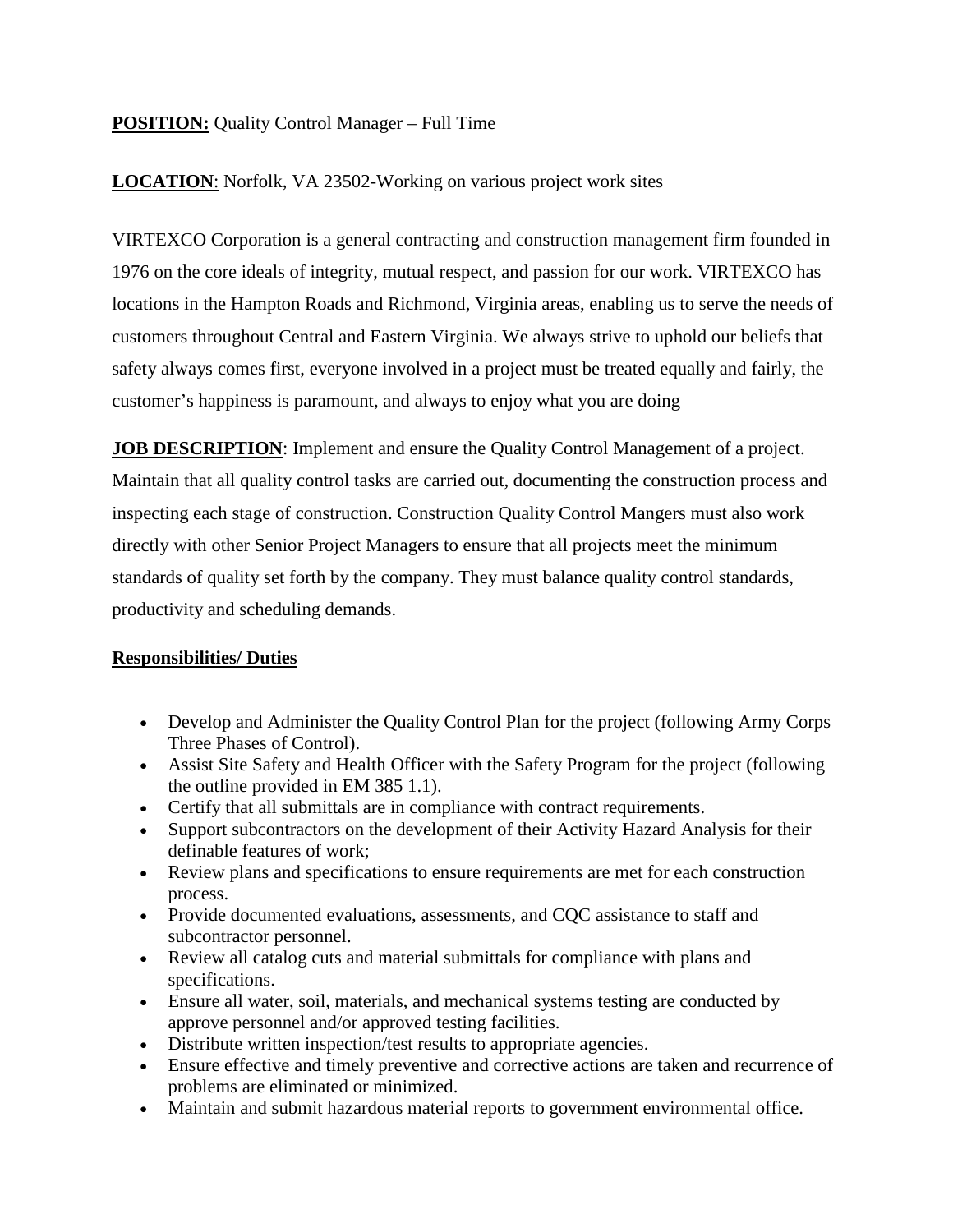**POSITION:** Quality Control Manager – Full Time

**LOCATION**: Norfolk, VA 23502-Working on various project work sites

VIRTEXCO Corporation is a general contracting and construction management firm founded in 1976 on the core ideals of integrity, mutual respect, and passion for our work. VIRTEXCO has locations in the Hampton Roads and Richmond, Virginia areas, enabling us to serve the needs of customers throughout Central and Eastern Virginia. We always strive to uphold our beliefs that safety always comes first, everyone involved in a project must be treated equally and fairly, the customer's happiness is paramount, and always to enjoy what you are doing

**JOB DESCRIPTION**: Implement and ensure the Quality Control Management of a project. Maintain that all quality control tasks are carried out, documenting the construction process and inspecting each stage of construction. Construction Quality Control Mangers must also work directly with other Senior Project Managers to ensure that all projects meet the minimum standards of quality set forth by the company. They must balance quality control standards, productivity and scheduling demands.

**Responsibilities/ Duties**

- Develop and Administer the Quality Control Plan for the project (following Army Corps Three Phases of Control).
- Assist Site Safety and Health Officer with the Safety Program for the project (following the outline provided in EM 385 1.1).
- Certify that all submittals are in compliance with contract requirements.
- Support subcontractors on the development of their Activity Hazard Analysis for their definable features of work;
- Review plans and specifications to ensure requirements are met for each construction process.
- Provide documented evaluations, assessments, and CQC assistance to staff and subcontractor personnel.
- Review all catalog cuts and material submittals for compliance with plans and specifications.
- Ensure all water, soil, materials, and mechanical systems testing are conducted by approve personnel and/or approved testing facilities.
- Distribute written inspection/test results to appropriate agencies.
- Ensure effective and timely preventive and corrective actions are taken and recurrence of problems are eliminated or minimized.
- Maintain and submit hazardous material reports to government environmental office.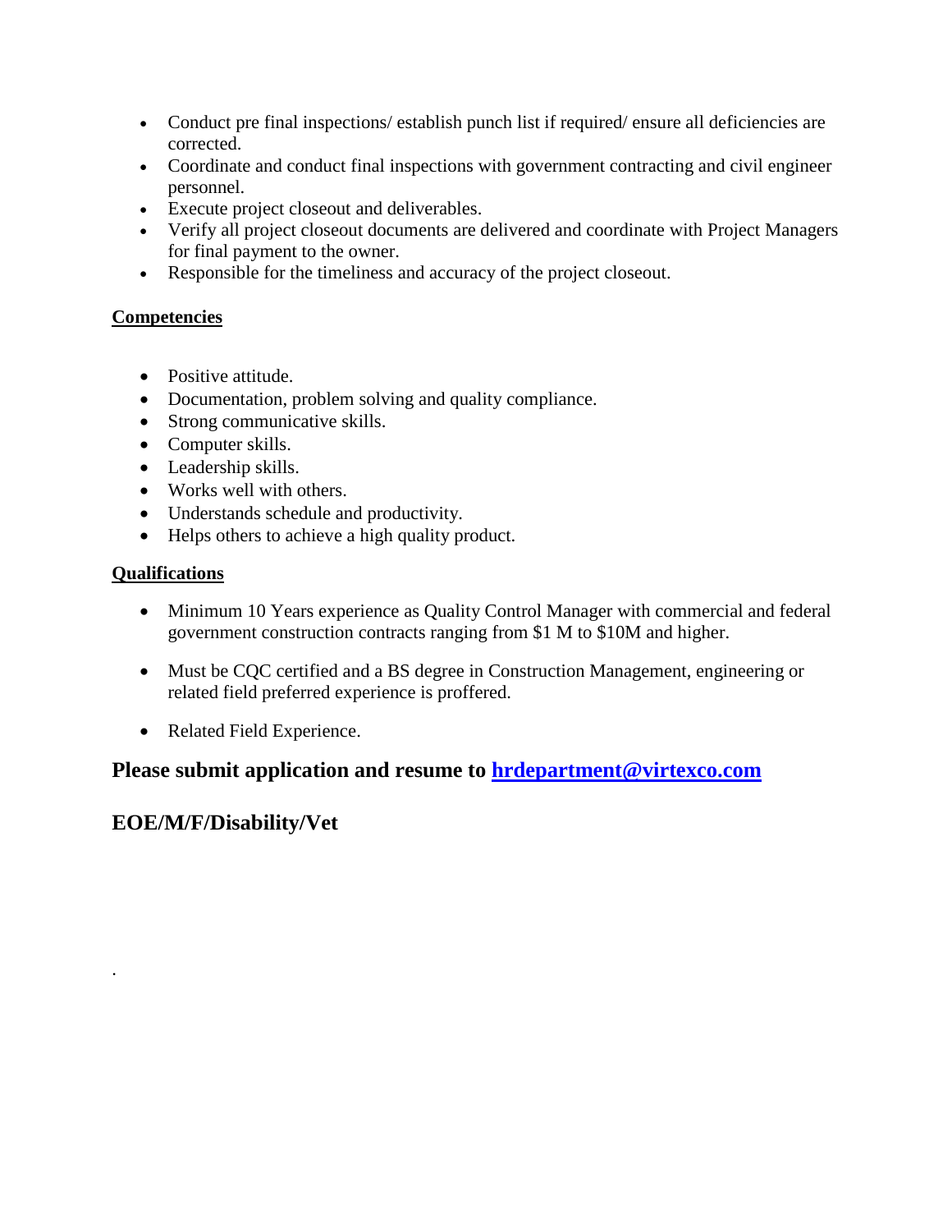- Conduct pre final inspections/ establish punch list if required/ ensure all deficiencies are corrected.
- Coordinate and conduct final inspections with government contracting and civil engineer personnel.
- Execute project closeout and deliverables.
- Verify all project closeout documents are delivered and coordinate with Project Managers for final payment to the owner.
- Responsible for the timeliness and accuracy of the project closeout.

**Competencies**

- Positive attitude.
- Documentation, problem solving and quality compliance.
- Strong communicative skills.
- Computer skills.
- Leadership skills.
- Works well with others.
- Understands schedule and productivity.
- Helps others to achieve a high quality product.

**Qualifications**

- Minimum 10 Years experience as Quality Control Manager with commercial and federal government construction contracts ranging from $1 M to $10M and higher.
- Must be CQC certified and a BS degree in Construction Management, engineering or related field preferred experience is proffered.
- Related Field Experience.

## Please submit application and resume to hrdepartment@virtexco.com

## EOE/M/F/Disability/Vet

.